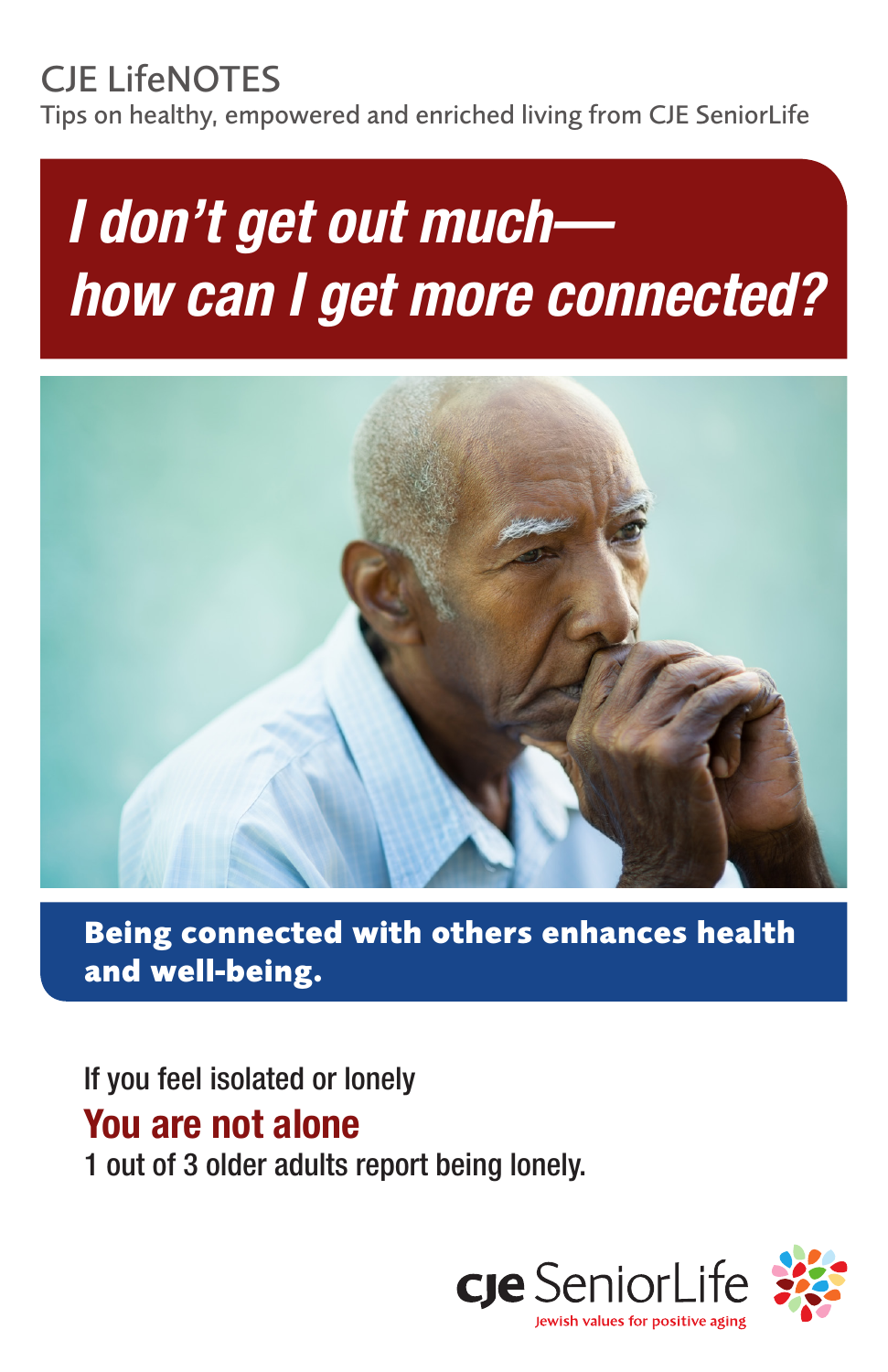CJE LifeNOTES

Tips on healthy, empowered and enriched living from CJE SeniorLife

# *I don't get out much— how can I get more connected?*

**Being connected with others enhances health and well-being.**

If you feel isolated or lonely

## You are not alone

1 out of 3 older adults report being lonely.

CJE SeniorLife

Jewish values for positive aging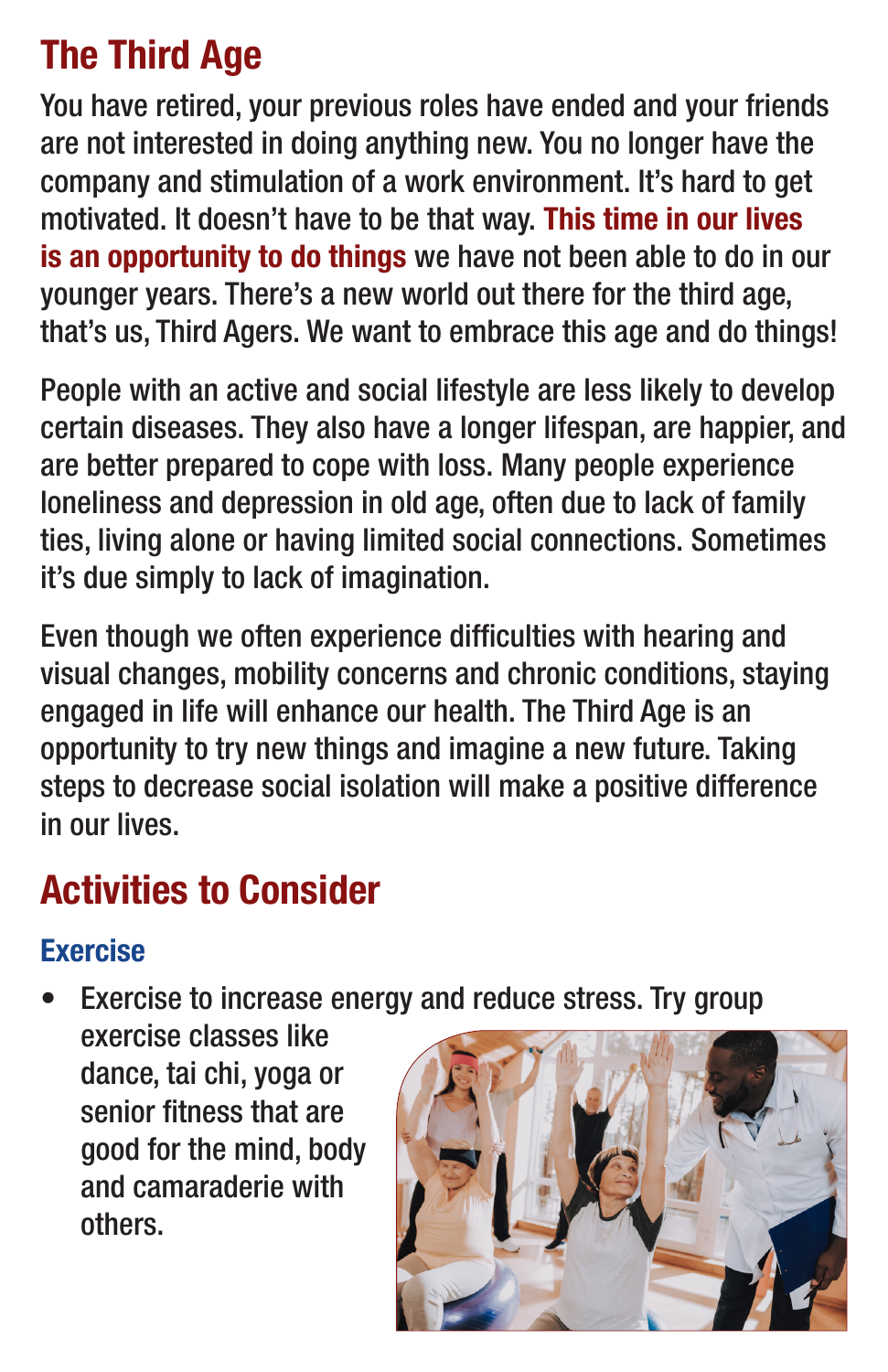## The Third Age

You have retired, your previous roles have ended and your friends are not interested in doing anything new. You no longer have the company and stimulation of a work environment. It's hard to get motivated. It doesn't have to be that way. **This time in our lives is an opportunity to do things** we have not been able to do in our younger years. There's a new world out there for the third age, that's us, Third Agers. We want to embrace this age and do things!

People with an active and social lifestyle are less likely to develop certain diseases. They also have a longer lifespan, are happier, and are better prepared to cope with loss. Many people experience loneliness and depression in old age, often due to lack of family ties, living alone or having limited social connections. Sometimes it's due simply to lack of imagination.

Even though we often experience difficulties with hearing and visual changes, mobility concerns and chronic conditions, staying engaged in life will enhance our health. The Third Age is an opportunity to try new things and imagine a new future. Taking steps to decrease social isolation will make a positive difference in our lives.

## Activities to Consider

### Exercise

- Exercise to increase energy and reduce stress. Try group exercise classes like dance, tai chi, yoga or senior fitness that are good for the mind, body and camaraderie with others.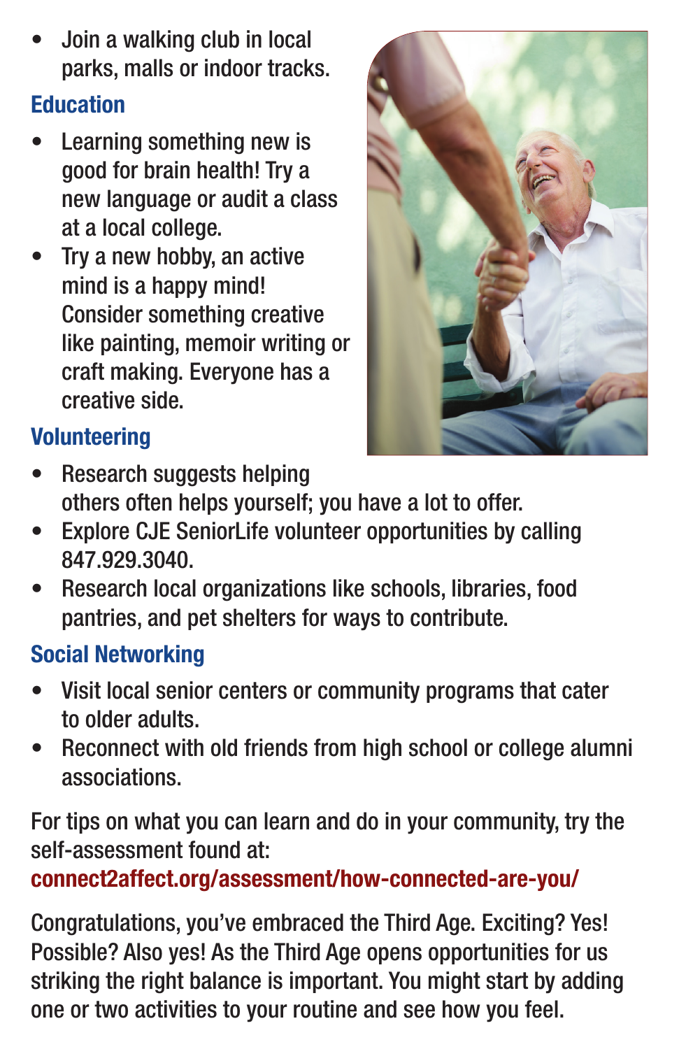- Join a walking club in local parks, malls or indoor tracks.

## Education

- Learning something new is good for brain health! Try a new language or audit a class at a local college.
- Try a new hobby, an active mind is a happy mind! Consider something creative like painting, memoir writing or craft making. Everyone has a creative side.

## Volunteering

- Research suggests helping others often helps yourself; you have a lot to offer.
- Explore CJE SeniorLife volunteer opportunities by calling 847.929.3040.
- Research local organizations like schools, libraries, food pantries, and pet shelters for ways to contribute.

## Social Networking

- Visit local senior centers or community programs that cater to older adults.
- Reconnect with old friends from high school or college alumni associations.

For tips on what you can learn and do in your community, try the self-assessment found at:
**connect2affect.org/assessment/how-connected-are-you/**

Congratulations, you've embraced the Third Age. Exciting? Yes! Possible? Also yes! As the Third Age opens opportunities for us striking the right balance is important. You might start by adding one or two activities to your routine and see how you feel.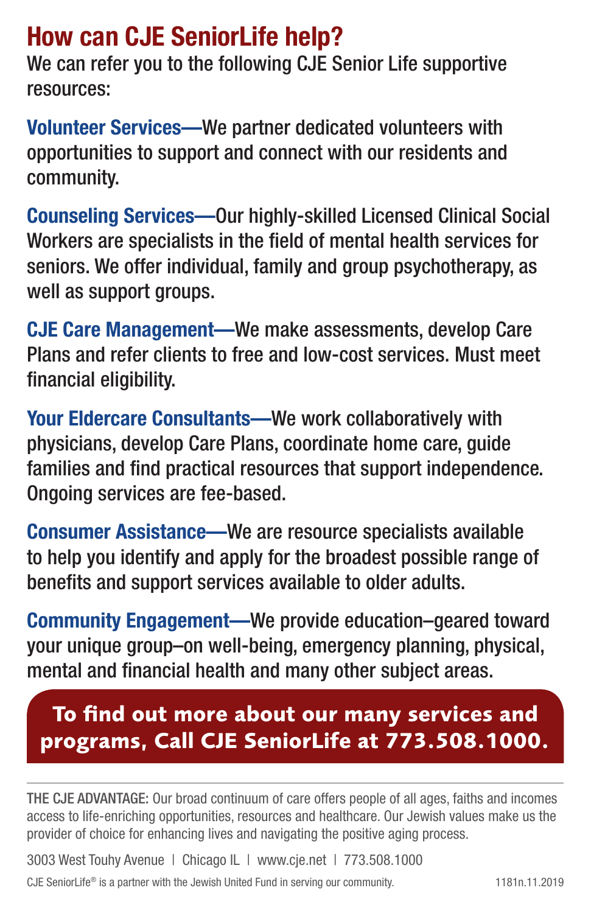## How can CJE SeniorLife help?

We can refer you to the following CJE Senior Life supportive resources:

**Volunteer Services—**We partner dedicated volunteers with opportunities to support and connect with our residents and community.

**Counseling Services—**Our highly-skilled Licensed Clinical Social Workers are specialists in the field of mental health services for seniors. We offer individual, family and group psychotherapy, as well as support groups.

**CJE Care Management—**We make assessments, develop Care Plans and refer clients to free and low-cost services. Must meet financial eligibility.

**Your Eldercare Consultants—**We work collaboratively with physicians, develop Care Plans, coordinate home care, guide families and find practical resources that support independence. Ongoing services are fee-based.

**Consumer Assistance—**We are resource specialists available to help you identify and apply for the broadest possible range of benefits and support services available to older adults.

**Community Engagement—**We provide education–geared toward your unique group–on well-being, emergency planning, physical, mental and financial health and many other subject areas.

**To find out more about our many services and programs, Call CJE SeniorLife at 773.508.1000.**

---

THE CJE ADVANTAGE: Our broad continuum of care offers people of all ages, faiths and incomes access to life-enriching opportunities, resources and healthcare. Our Jewish values make us the provider of choice for enhancing lives and navigating the positive aging process.

3003 West Touhy Avenue | Chicago IL | www.cje.net | 773.508.1000

CJE SeniorLife® is a partner with the Jewish United Fund in serving our community.

1181n.11.2019